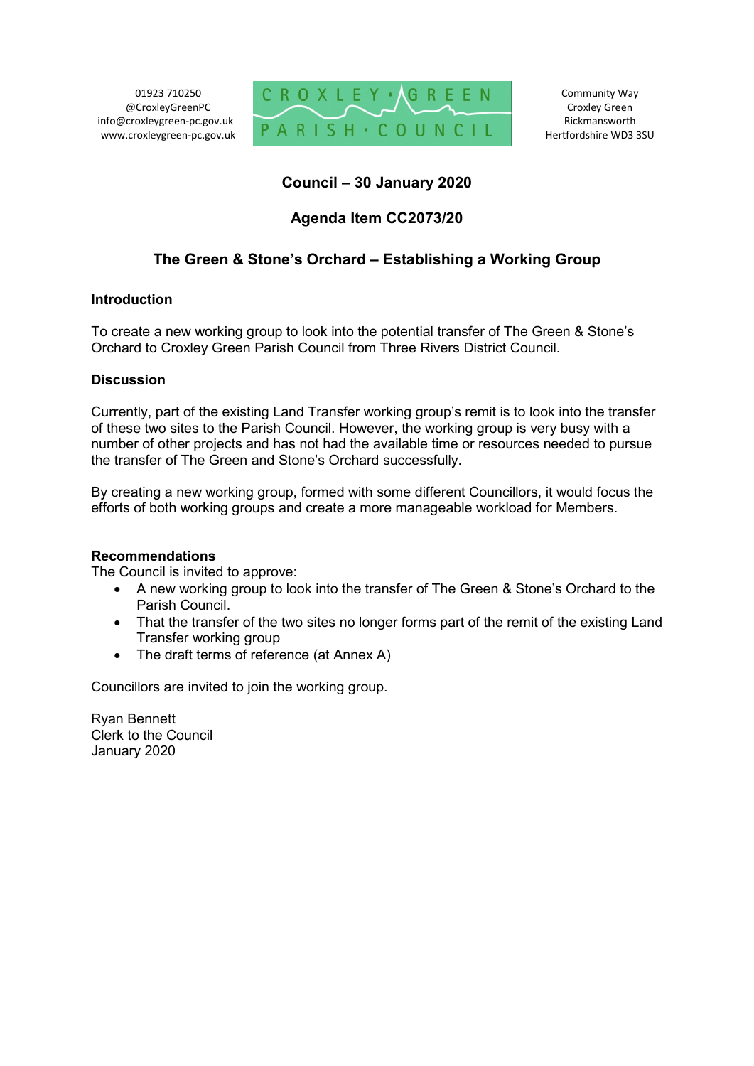01923 710250
@CroxleyGreenPC
info@croxleygreen-pc.gov.uk
www.croxleygreen-pc.gov.uk

CROXLEY · GREEN PARISH · COUNCIL

Community Way
Croxley Green
Rickmansworth
Hertfordshire WD3 3SU

## Council – 30 January 2020

## Agenda Item CC2073/20

## The Green & Stone's Orchard – Establishing a Working Group

### Introduction

To create a new working group to look into the potential transfer of The Green & Stone's Orchard to Croxley Green Parish Council from Three Rivers District Council.

### Discussion

Currently, part of the existing Land Transfer working group's remit is to look into the transfer of these two sites to the Parish Council. However, the working group is very busy with a number of other projects and has not had the available time or resources needed to pursue the transfer of The Green and Stone's Orchard successfully.

By creating a new working group, formed with some different Councillors, it would focus the efforts of both working groups and create a more manageable workload for Members.

### Recommendations

The Council is invited to approve:

- A new working group to look into the transfer of The Green & Stone's Orchard to the Parish Council.
- That the transfer of the two sites no longer forms part of the remit of the existing Land Transfer working group
- The draft terms of reference (at Annex A)

Councillors are invited to join the working group.

Ryan Bennett
Clerk to the Council
January 2020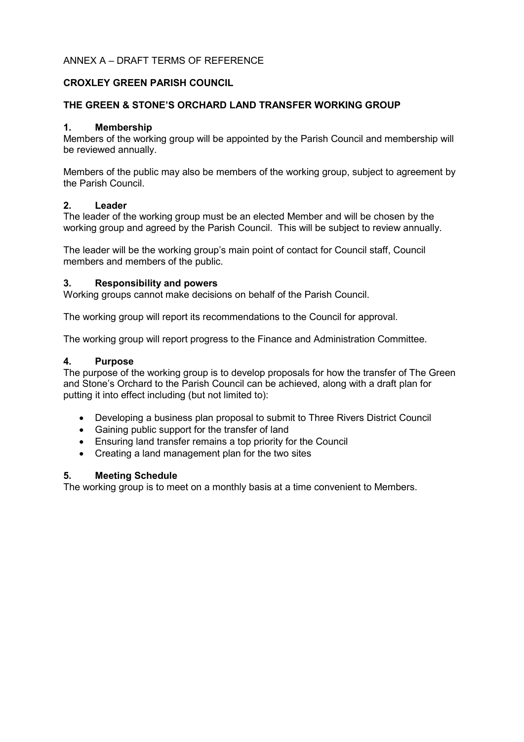ANNEX A – DRAFT TERMS OF REFERENCE

**CROXLEY GREEN PARISH COUNCIL**

**THE GREEN & STONE'S ORCHARD LAND TRANSFER WORKING GROUP**

### 1. Membership

Members of the working group will be appointed by the Parish Council and membership will be reviewed annually.

Members of the public may also be members of the working group, subject to agreement by the Parish Council.

### 2. Leader

The leader of the working group must be an elected Member and will be chosen by the working group and agreed by the Parish Council. This will be subject to review annually.

The leader will be the working group's main point of contact for Council staff, Council members and members of the public.

### 3. Responsibility and powers

Working groups cannot make decisions on behalf of the Parish Council.

The working group will report its recommendations to the Council for approval.

The working group will report progress to the Finance and Administration Committee.

### 4. Purpose

The purpose of the working group is to develop proposals for how the transfer of The Green and Stone's Orchard to the Parish Council can be achieved, along with a draft plan for putting it into effect including (but not limited to):

- Developing a business plan proposal to submit to Three Rivers District Council
- Gaining public support for the transfer of land
- Ensuring land transfer remains a top priority for the Council
- Creating a land management plan for the two sites

### 5. Meeting Schedule

The working group is to meet on a monthly basis at a time convenient to Members.